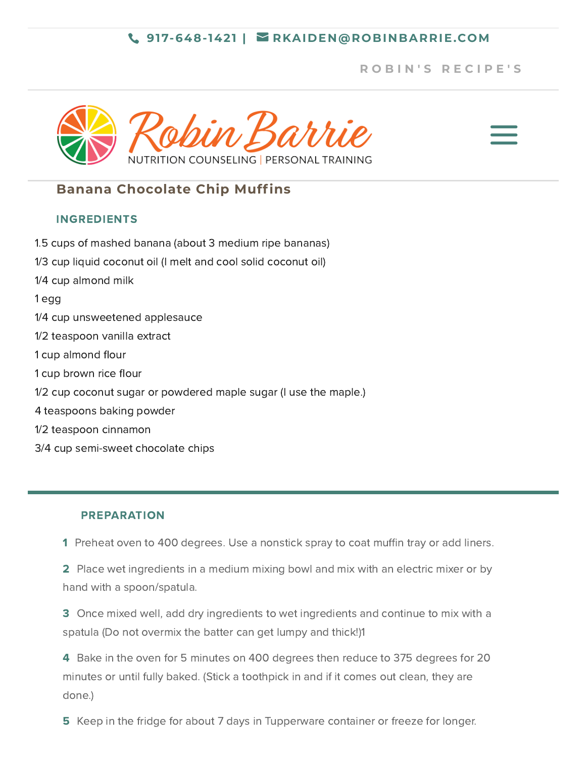917-648-1421 | RKAIDEN@ROBINBARRIE.COM

ROBIN'S RECIPE'S

Robin Barrie

NUTRITION COUNSELING | PERSONAL TRAINING

# Banana Chocolate Chip Muffins

## INGREDIENTS

1.5 cups of mashed banana (about 3 medium ripe bananas)

1/3 cup liquid coconut oil (I melt and cool solid coconut oil)

1/4 cup almond milk

1 egg

1/4 cup unsweetened applesauce

1/2 teaspoon vanilla extract

1 cup almond flour

1 cup brown rice flour

1/2 cup coconut sugar or powdered maple sugar (I use the maple.)

4 teaspoons baking powder

1/2 teaspoon cinnamon

3/4 cup semi-sweet chocolate chips

## PREPARATION

1. Preheat oven to 400 degrees. Use a nonstick spray to coat muffin tray or add liners.
2. Place wet ingredients in a medium mixing bowl and mix with an electric mixer or by hand with a spoon/spatula.
3. Once mixed well, add dry ingredients to wet ingredients and continue to mix with a spatula (Do not overmix the batter can get lumpy and thick!)1
4. Bake in the oven for 5 minutes on 400 degrees then reduce to 375 degrees for 20 minutes or until fully baked. (Stick a toothpick in and if it comes out clean, they are done.)
5. Keep in the fridge for about 7 days in Tupperware container or freeze for longer.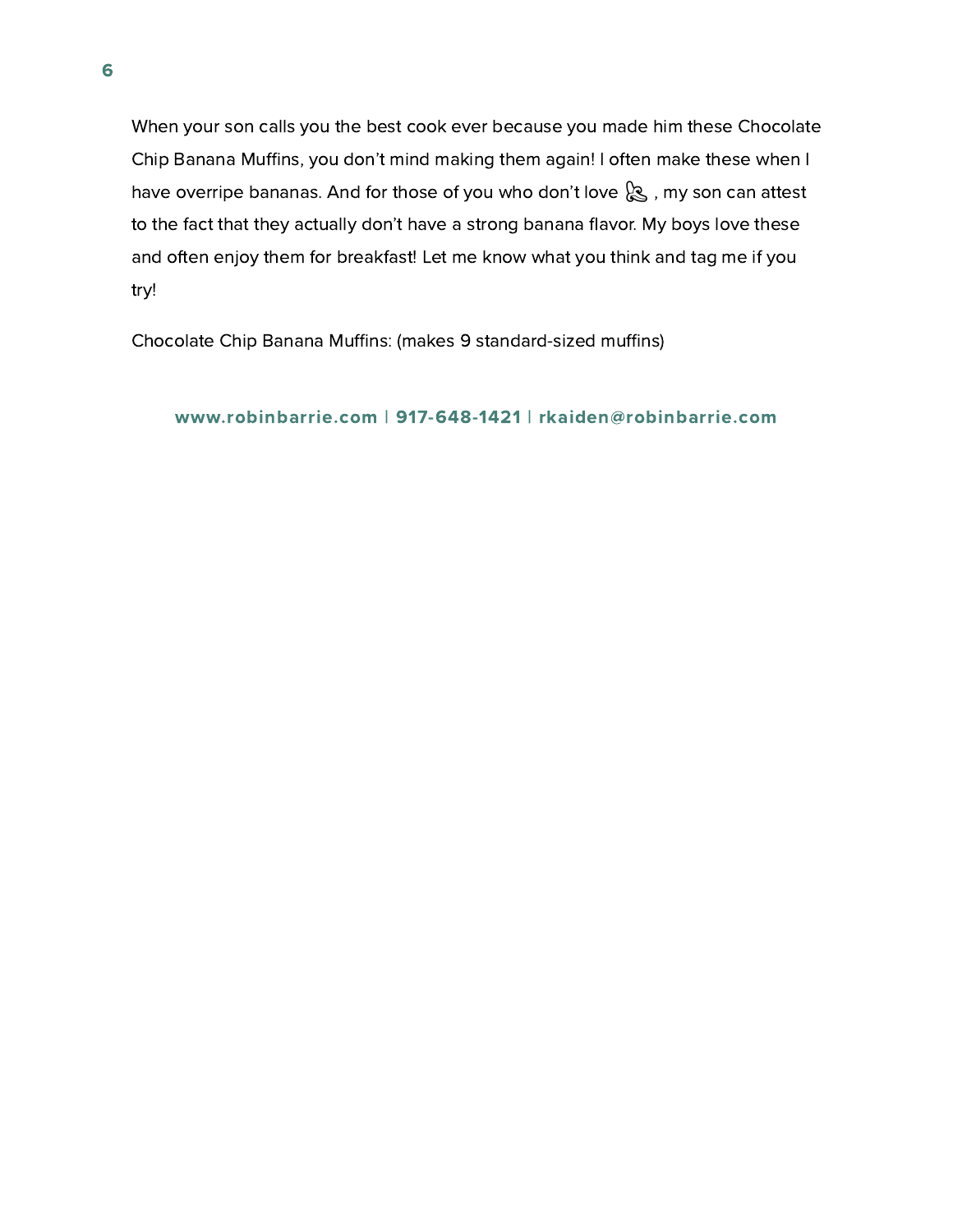When your son calls you the best cook ever because you made him these Chocolate Chip Banana Muffins, you don't mind making them again! I often make these when I have overripe bananas. And for those of you who don't love 🍌, my son can attest to the fact that they actually don't have a strong banana flavor. My boys love these and often enjoy them for breakfast! Let me know what you think and tag me if you try!

Chocolate Chip Banana Muffins: (makes 9 standard-sized muffins)